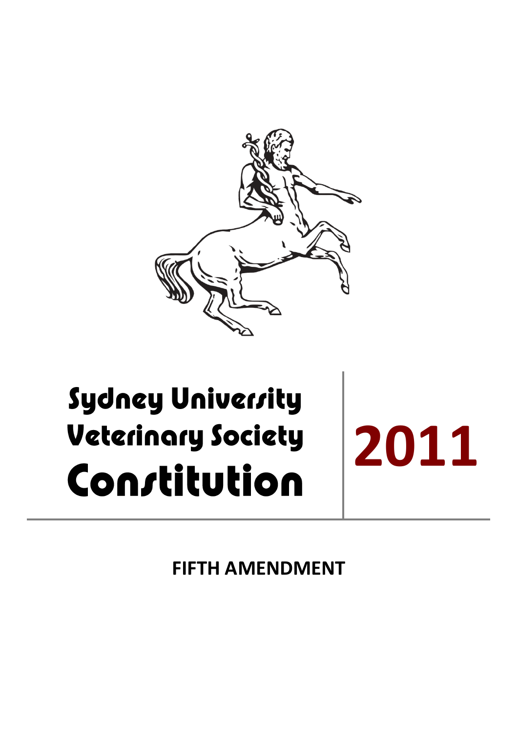# Sydney University Veterinary Society Constitution

# 2011

**FIFTH AMENDMENT**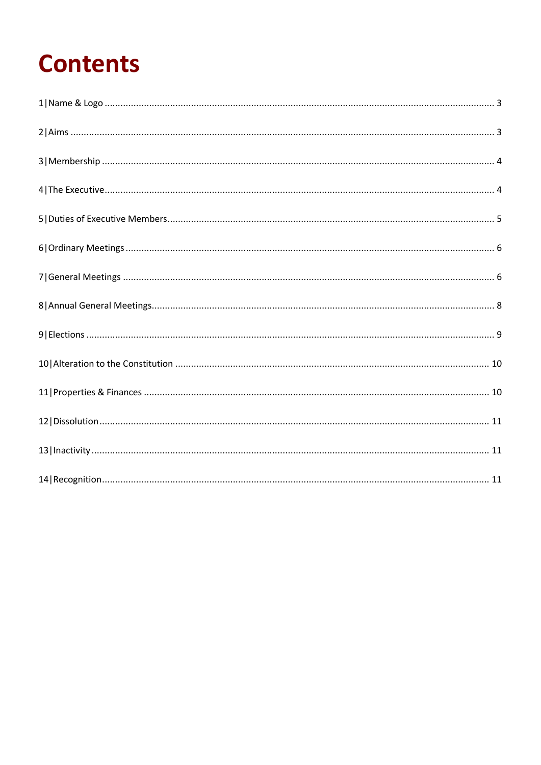# Contents

1|Name & Logo ........................................................................................................................................ 3

2|Aims .................................................................................................................................................... 3

3|Membership ........................................................................................................................................ 4

4|The Executive....................................................................................................................................... 4

5|Duties of Executive Members.............................................................................................................. 5

6|Ordinary Meetings ............................................................................................................................... 6

7|General Meetings ................................................................................................................................ 6

8|Annual General Meetings.................................................................................................................... 8

9|Elections .............................................................................................................................................. 9

10|Alteration to the Constitution ......................................................................................................... 10

11|Properties & Finances ..................................................................................................................... 10

12|Dissolution....................................................................................................................................... 11

13|Inactivity ......................................................................................................................................... 11

14|Recognition...................................................................................................................................... 11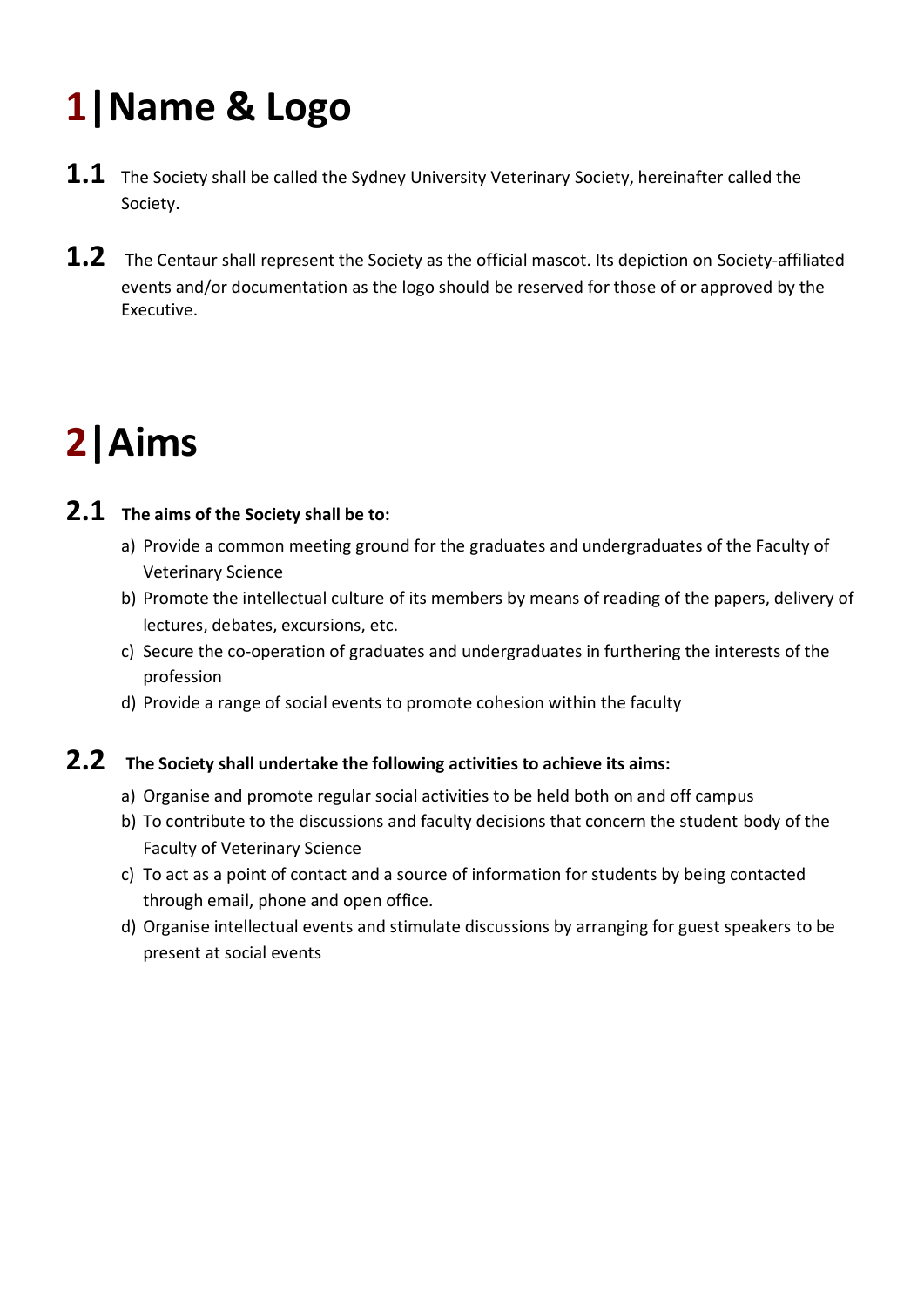# 1|Name & Logo

**1.1** The Society shall be called the Sydney University Veterinary Society, hereinafter called the Society.

**1.2** The Centaur shall represent the Society as the official mascot. Its depiction on Society-affiliated events and/or documentation as the logo should be reserved for those of or approved by the Executive.

# 2|Aims

**2.1 The aims of the Society shall be to:**

a) Provide a common meeting ground for the graduates and undergraduates of the Faculty of Veterinary Science
b) Promote the intellectual culture of its members by means of reading of the papers, delivery of lectures, debates, excursions, etc.
c) Secure the co-operation of graduates and undergraduates in furthering the interests of the profession
d) Provide a range of social events to promote cohesion within the faculty

**2.2 The Society shall undertake the following activities to achieve its aims:**

a) Organise and promote regular social activities to be held both on and off campus
b) To contribute to the discussions and faculty decisions that concern the student body of the Faculty of Veterinary Science
c) To act as a point of contact and a source of information for students by being contacted through email, phone and open office.
d) Organise intellectual events and stimulate discussions by arranging for guest speakers to be present at social events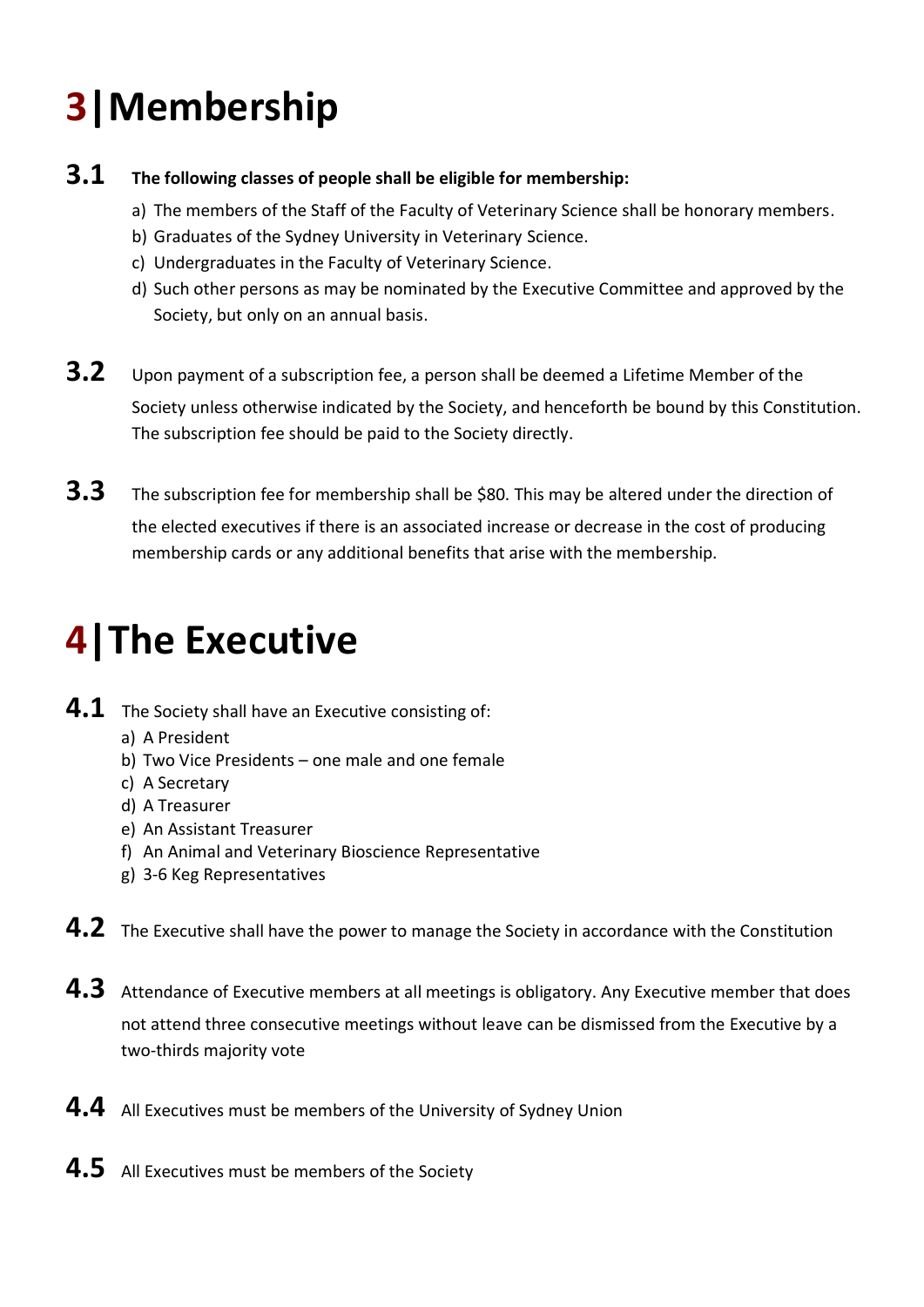# 3 | Membership

**3.1** **The following classes of people shall be eligible for membership:**

a) The members of the Staff of the Faculty of Veterinary Science shall be honorary members.
b) Graduates of the Sydney University in Veterinary Science.
c) Undergraduates in the Faculty of Veterinary Science.
d) Such other persons as may be nominated by the Executive Committee and approved by the Society, but only on an annual basis.

**3.2** Upon payment of a subscription fee, a person shall be deemed a Lifetime Member of the Society unless otherwise indicated by the Society, and henceforth be bound by this Constitution. The subscription fee should be paid to the Society directly.

**3.3** The subscription fee for membership shall be $80. This may be altered under the direction of the elected executives if there is an associated increase or decrease in the cost of producing membership cards or any additional benefits that arise with the membership.

# 4 | The Executive

**4.1** The Society shall have an Executive consisting of:

a) A President
b) Two Vice Presidents – one male and one female
c) A Secretary
d) A Treasurer
e) An Assistant Treasurer
f) An Animal and Veterinary Bioscience Representative
g) 3-6 Keg Representatives

**4.2** The Executive shall have the power to manage the Society in accordance with the Constitution

**4.3** Attendance of Executive members at all meetings is obligatory. Any Executive member that does not attend three consecutive meetings without leave can be dismissed from the Executive by a two-thirds majority vote

**4.4** All Executives must be members of the University of Sydney Union

**4.5** All Executives must be members of the Society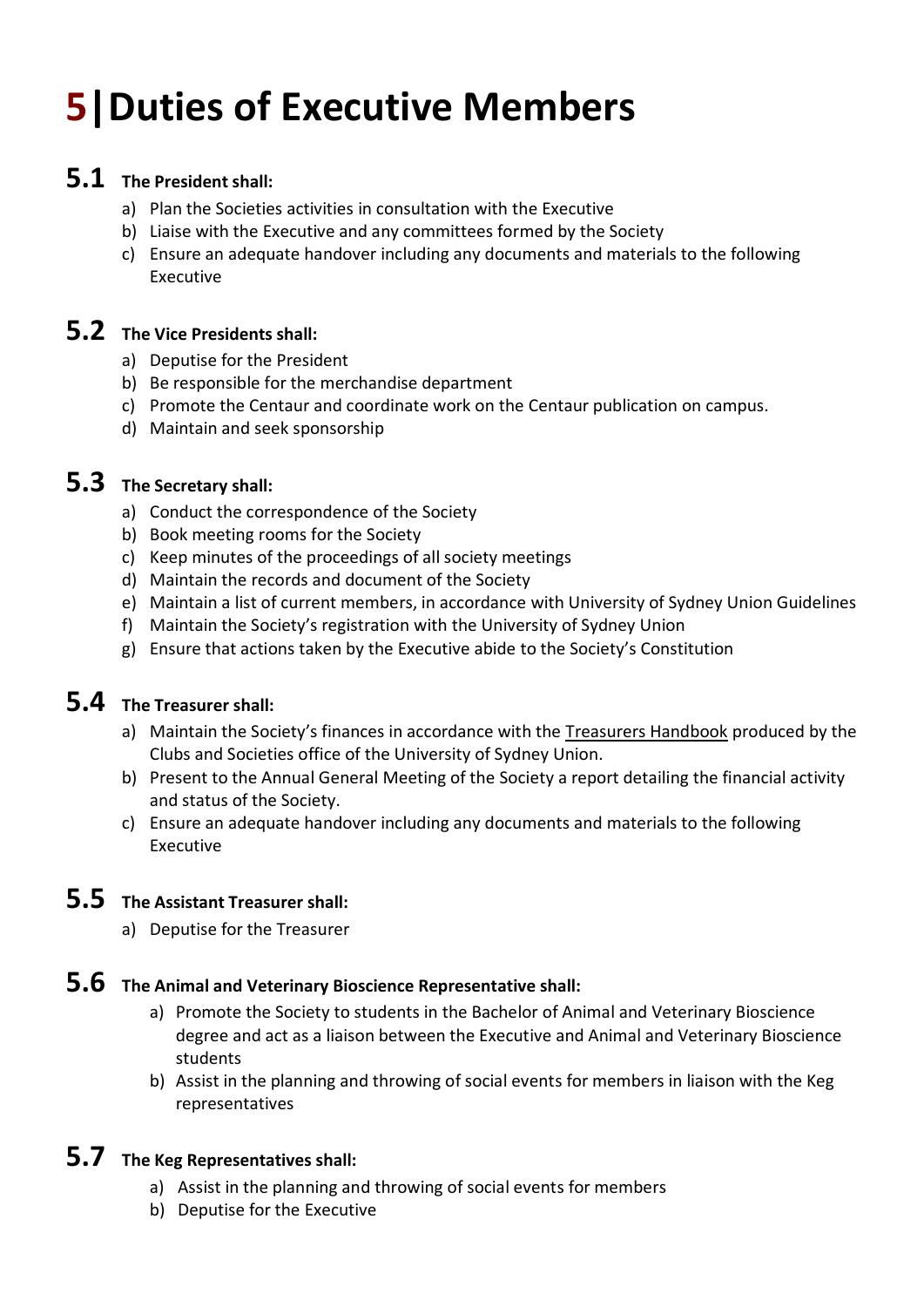# 5 | Duties of Executive Members

## 5.1 The President shall:

a) Plan the Societies activities in consultation with the Executive
b) Liaise with the Executive and any committees formed by the Society
c) Ensure an adequate handover including any documents and materials to the following Executive

## 5.2 The Vice Presidents shall:

a) Deputise for the President
b) Be responsible for the merchandise department
c) Promote the Centaur and coordinate work on the Centaur publication on campus.
d) Maintain and seek sponsorship

## 5.3 The Secretary shall:

a) Conduct the correspondence of the Society
b) Book meeting rooms for the Society
c) Keep minutes of the proceedings of all society meetings
d) Maintain the records and document of the Society
e) Maintain a list of current members, in accordance with University of Sydney Union Guidelines
f) Maintain the Society's registration with the University of Sydney Union
g) Ensure that actions taken by the Executive abide to the Society's Constitution

## 5.4 The Treasurer shall:

a) Maintain the Society's finances in accordance with the Treasurers Handbook produced by the Clubs and Societies office of the University of Sydney Union.
b) Present to the Annual General Meeting of the Society a report detailing the financial activity and status of the Society.
c) Ensure an adequate handover including any documents and materials to the following Executive

## 5.5 The Assistant Treasurer shall:

a) Deputise for the Treasurer

## 5.6 The Animal and Veterinary Bioscience Representative shall:

a) Promote the Society to students in the Bachelor of Animal and Veterinary Bioscience degree and act as a liaison between the Executive and Animal and Veterinary Bioscience students
b) Assist in the planning and throwing of social events for members in liaison with the Keg representatives

## 5.7 The Keg Representatives shall:

a) Assist in the planning and throwing of social events for members
b) Deputise for the Executive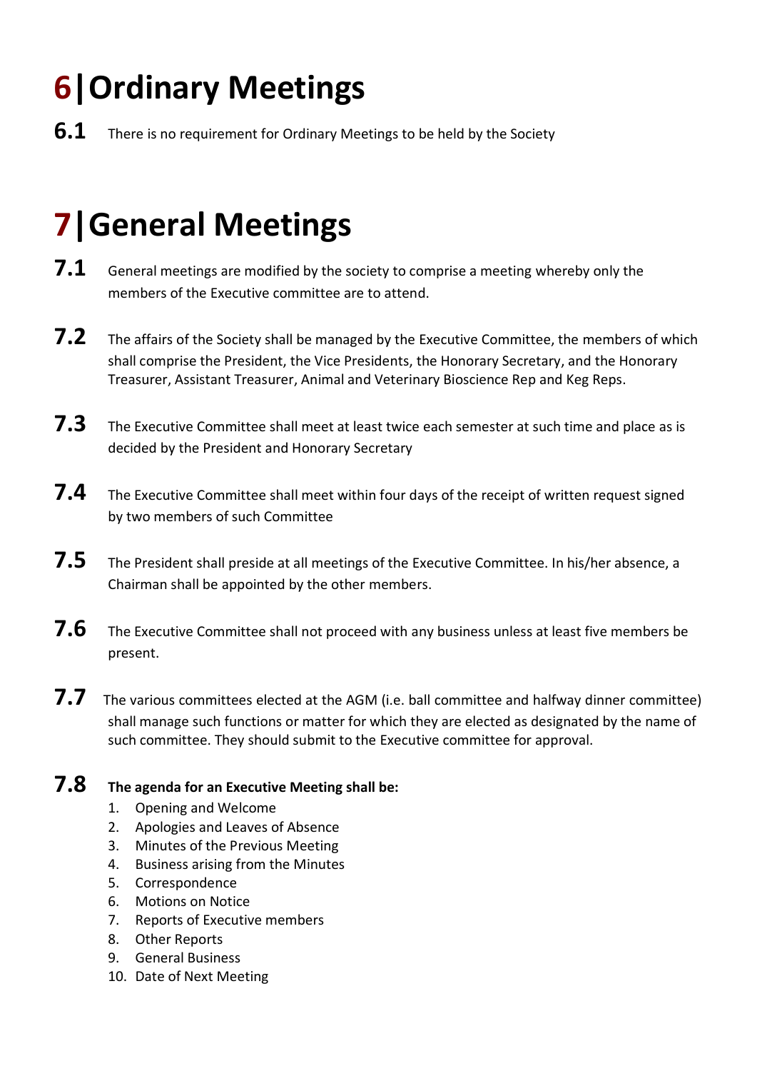# 6|Ordinary Meetings

**6.1** There is no requirement for Ordinary Meetings to be held by the Society

# 7|General Meetings

**7.1** General meetings are modified by the society to comprise a meeting whereby only the members of the Executive committee are to attend.

**7.2** The affairs of the Society shall be managed by the Executive Committee, the members of which shall comprise the President, the Vice Presidents, the Honorary Secretary, and the Honorary Treasurer, Assistant Treasurer, Animal and Veterinary Bioscience Rep and Keg Reps.

**7.3** The Executive Committee shall meet at least twice each semester at such time and place as is decided by the President and Honorary Secretary

**7.4** The Executive Committee shall meet within four days of the receipt of written request signed by two members of such Committee

**7.5** The President shall preside at all meetings of the Executive Committee. In his/her absence, a Chairman shall be appointed by the other members.

**7.6** The Executive Committee shall not proceed with any business unless at least five members be present.

**7.7** The various committees elected at the AGM (i.e. ball committee and halfway dinner committee) shall manage such functions or matter for which they are elected as designated by the name of such committee. They should submit to the Executive committee for approval.

**7.8** **The agenda for an Executive Meeting shall be:**

1. Opening and Welcome
2. Apologies and Leaves of Absence
3. Minutes of the Previous Meeting
4. Business arising from the Minutes
5. Correspondence
6. Motions on Notice
7. Reports of Executive members
8. Other Reports
9. General Business
10. Date of Next Meeting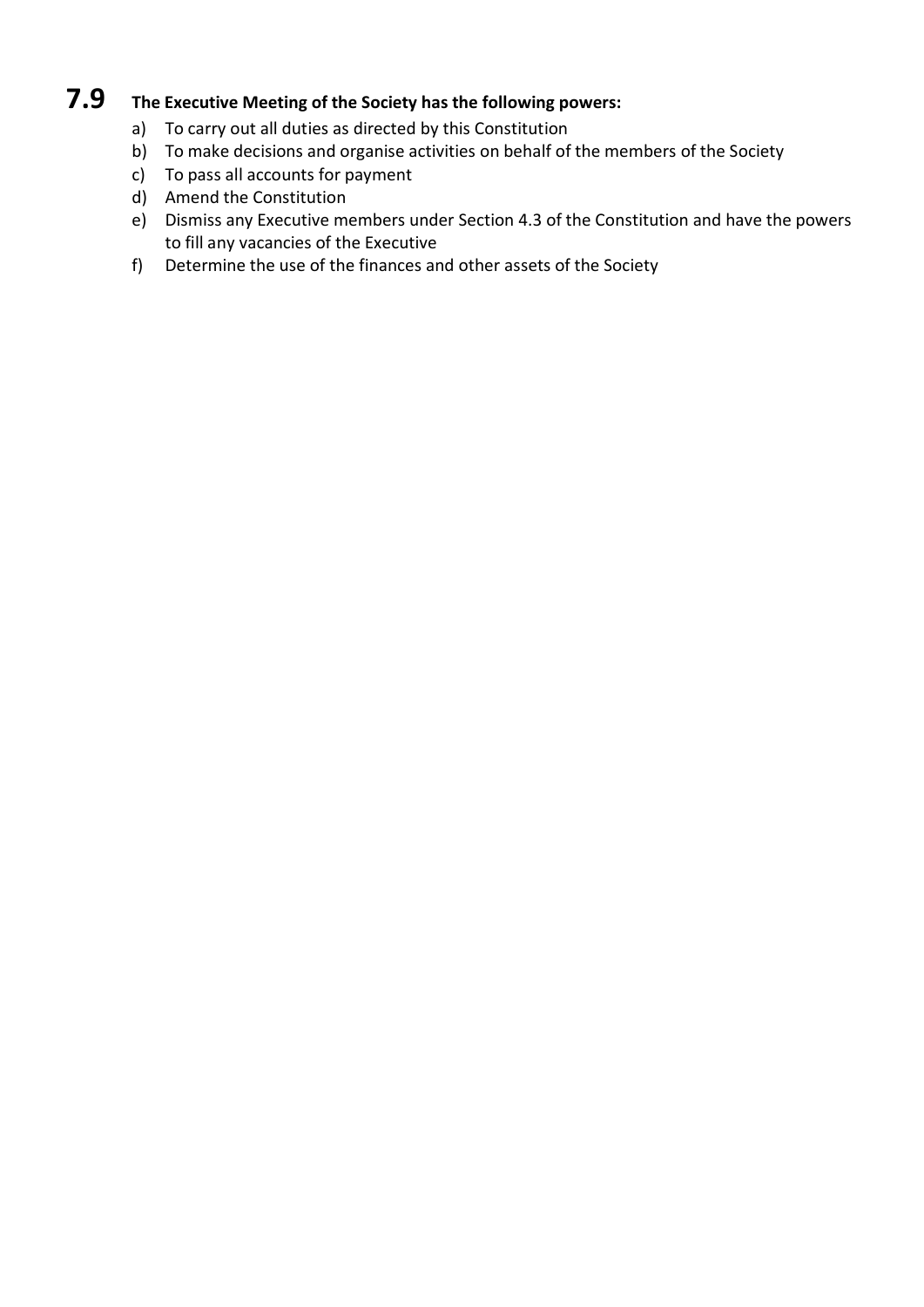## 7.9 The Executive Meeting of the Society has the following powers:

a) To carry out all duties as directed by this Constitution
b) To make decisions and organise activities on behalf of the members of the Society
c) To pass all accounts for payment
d) Amend the Constitution
e) Dismiss any Executive members under Section 4.3 of the Constitution and have the powers to fill any vacancies of the Executive
f) Determine the use of the finances and other assets of the Society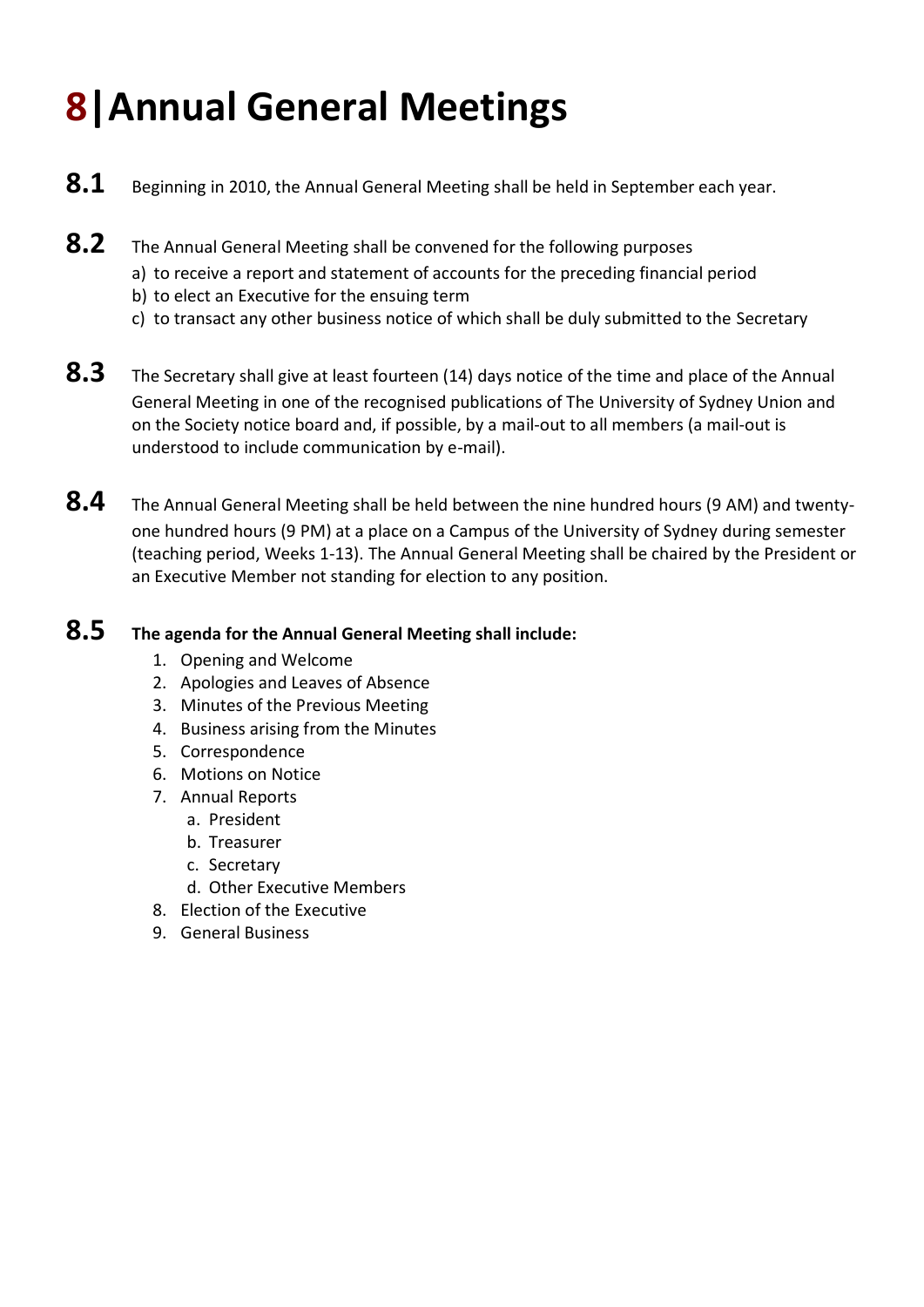# 8 | Annual General Meetings

**8.1** Beginning in 2010, the Annual General Meeting shall be held in September each year.

**8.2** The Annual General Meeting shall be convened for the following purposes

a) to receive a report and statement of accounts for the preceding financial period
b) to elect an Executive for the ensuing term
c) to transact any other business notice of which shall be duly submitted to the Secretary

**8.3** The Secretary shall give at least fourteen (14) days notice of the time and place of the Annual General Meeting in one of the recognised publications of The University of Sydney Union and on the Society notice board and, if possible, by a mail-out to all members (a mail-out is understood to include communication by e-mail).

**8.4** The Annual General Meeting shall be held between the nine hundred hours (9 AM) and twenty-one hundred hours (9 PM) at a place on a Campus of the University of Sydney during semester (teaching period, Weeks 1-13). The Annual General Meeting shall be chaired by the President or an Executive Member not standing for election to any position.

**8.5** **The agenda for the Annual General Meeting shall include:**

1. Opening and Welcome
2. Apologies and Leaves of Absence
3. Minutes of the Previous Meeting
4. Business arising from the Minutes
5. Correspondence
6. Motions on Notice
7. Annual Reports
   a. President
   b. Treasurer
   c. Secretary
   d. Other Executive Members
8. Election of the Executive
9. General Business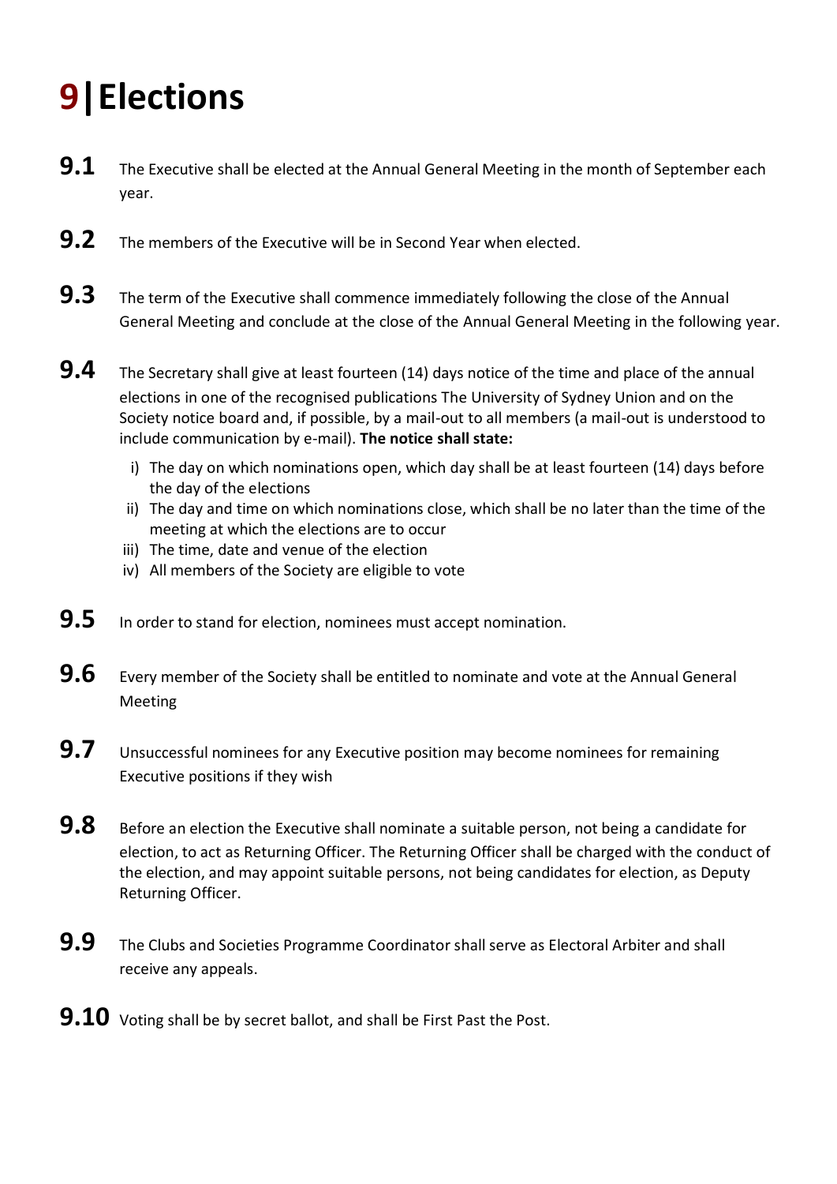# 9 | Elections

**9.1** The Executive shall be elected at the Annual General Meeting in the month of September each year.

**9.2** The members of the Executive will be in Second Year when elected.

**9.3** The term of the Executive shall commence immediately following the close of the Annual General Meeting and conclude at the close of the Annual General Meeting in the following year.

**9.4** The Secretary shall give at least fourteen (14) days notice of the time and place of the annual elections in one of the recognised publications The University of Sydney Union and on the Society notice board and, if possible, by a mail-out to all members (a mail-out is understood to include communication by e-mail). **The notice shall state:**

- i) The day on which nominations open, which day shall be at least fourteen (14) days before the day of the elections
- ii) The day and time on which nominations close, which shall be no later than the time of the meeting at which the elections are to occur
- iii) The time, date and venue of the election
- iv) All members of the Society are eligible to vote

**9.5** In order to stand for election, nominees must accept nomination.

**9.6** Every member of the Society shall be entitled to nominate and vote at the Annual General Meeting

**9.7** Unsuccessful nominees for any Executive position may become nominees for remaining Executive positions if they wish

**9.8** Before an election the Executive shall nominate a suitable person, not being a candidate for election, to act as Returning Officer. The Returning Officer shall be charged with the conduct of the election, and may appoint suitable persons, not being candidates for election, as Deputy Returning Officer.

**9.9** The Clubs and Societies Programme Coordinator shall serve as Electoral Arbiter and shall receive any appeals.

**9.10** Voting shall be by secret ballot, and shall be First Past the Post.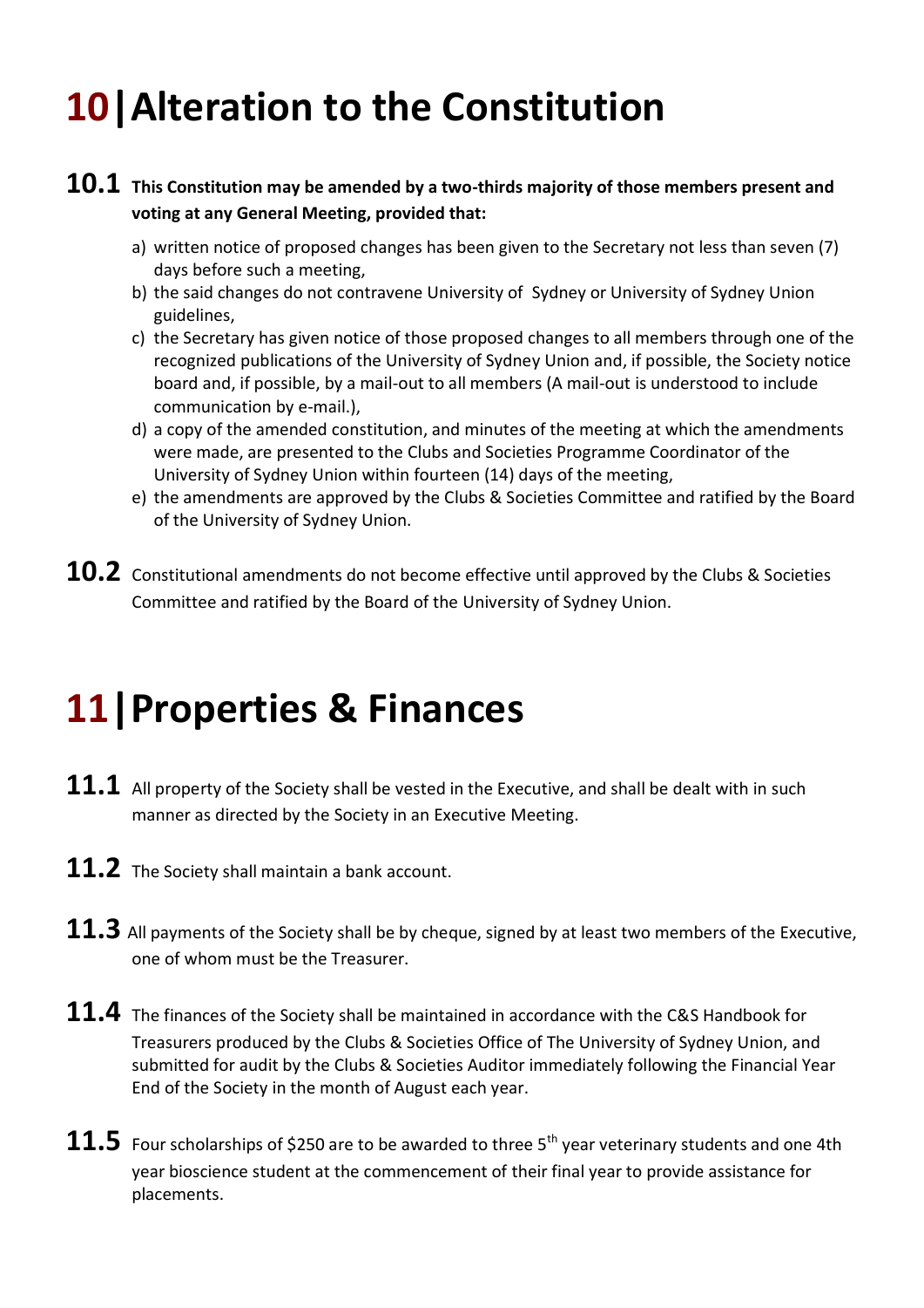# 10 | Alteration to the Constitution

**10.1** **This Constitution may be amended by a two-thirds majority of those members present and voting at any General Meeting, provided that:**

a) written notice of proposed changes has been given to the Secretary not less than seven (7) days before such a meeting,
b) the said changes do not contravene University of Sydney or University of Sydney Union guidelines,
c) the Secretary has given notice of those proposed changes to all members through one of the recognized publications of the University of Sydney Union and, if possible, the Society notice board and, if possible, by a mail-out to all members (A mail-out is understood to include communication by e-mail.),
d) a copy of the amended constitution, and minutes of the meeting at which the amendments were made, are presented to the Clubs and Societies Programme Coordinator of the University of Sydney Union within fourteen (14) days of the meeting,
e) the amendments are approved by the Clubs & Societies Committee and ratified by the Board of the University of Sydney Union.

**10.2** Constitutional amendments do not become effective until approved by the Clubs & Societies Committee and ratified by the Board of the University of Sydney Union.

# 11 | Properties & Finances

**11.1** All property of the Society shall be vested in the Executive, and shall be dealt with in such manner as directed by the Society in an Executive Meeting.

**11.2** The Society shall maintain a bank account.

**11.3** All payments of the Society shall be by cheque, signed by at least two members of the Executive, one of whom must be the Treasurer.

**11.4** The finances of the Society shall be maintained in accordance with the C&S Handbook for Treasurers produced by the Clubs & Societies Office of The University of Sydney Union, and submitted for audit by the Clubs & Societies Auditor immediately following the Financial Year End of the Society in the month of August each year.

**11.5** Four scholarships of $250 are to be awarded to three 5th year veterinary students and one 4th year bioscience student at the commencement of their final year to provide assistance for placements.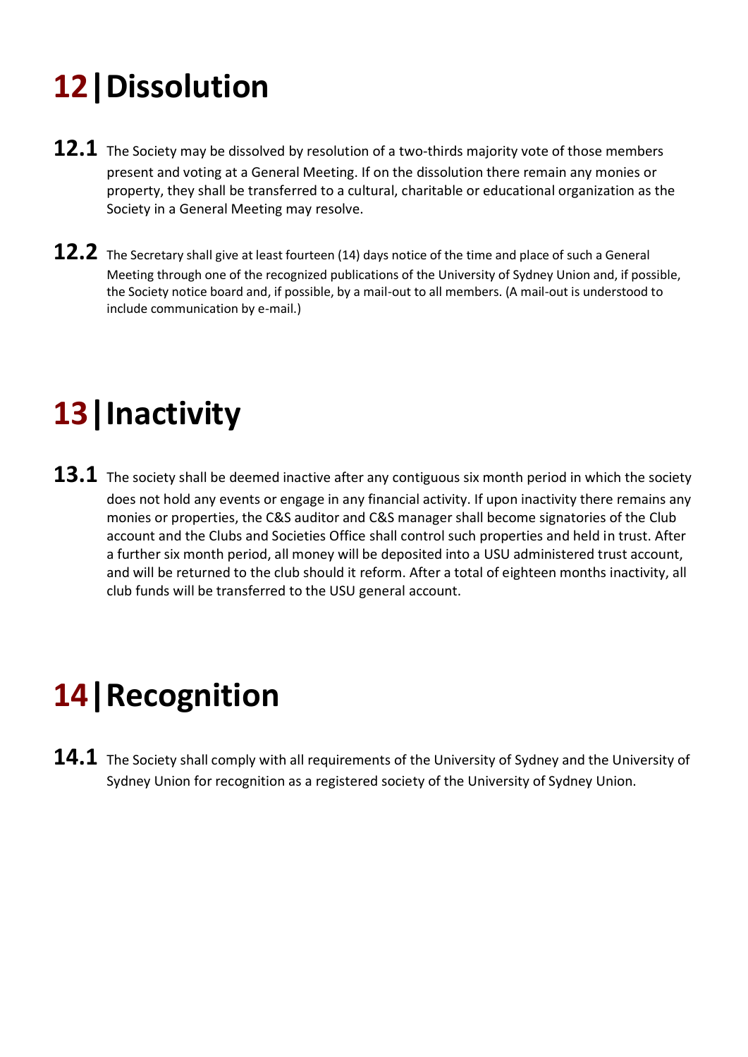# 12 | Dissolution

**12.1** The Society may be dissolved by resolution of a two-thirds majority vote of those members present and voting at a General Meeting. If on the dissolution there remain any monies or property, they shall be transferred to a cultural, charitable or educational organization as the Society in a General Meeting may resolve.

**12.2** The Secretary shall give at least fourteen (14) days notice of the time and place of such a General Meeting through one of the recognized publications of the University of Sydney Union and, if possible, the Society notice board and, if possible, by a mail-out to all members. (A mail-out is understood to include communication by e-mail.)

# 13 | Inactivity

**13.1** The society shall be deemed inactive after any contiguous six month period in which the society does not hold any events or engage in any financial activity. If upon inactivity there remains any monies or properties, the C&S auditor and C&S manager shall become signatories of the Club account and the Clubs and Societies Office shall control such properties and held in trust. After a further six month period, all money will be deposited into a USU administered trust account, and will be returned to the club should it reform. After a total of eighteen months inactivity, all club funds will be transferred to the USU general account.

# 14 | Recognition

**14.1** The Society shall comply with all requirements of the University of Sydney and the University of Sydney Union for recognition as a registered society of the University of Sydney Union.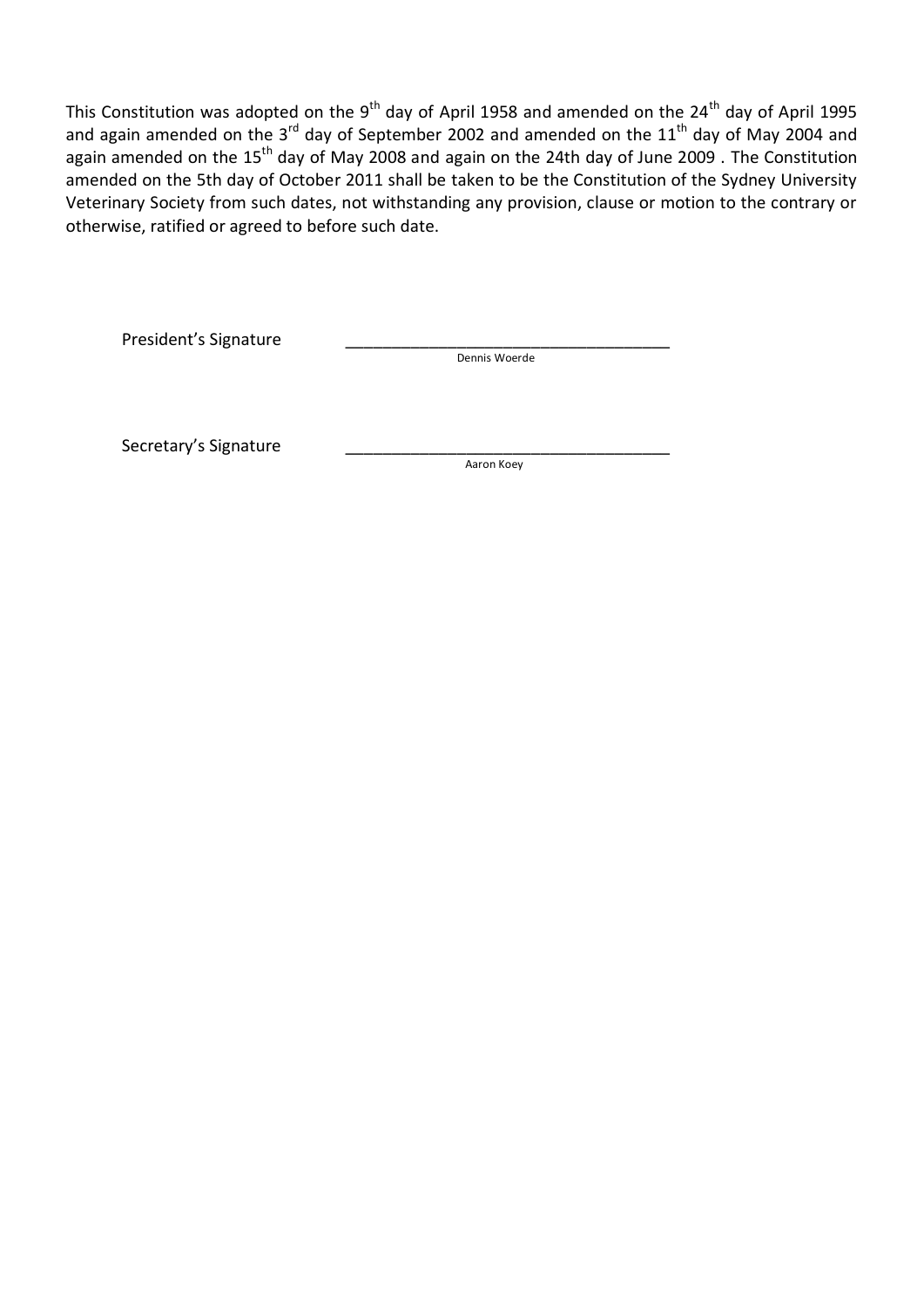This Constitution was adopted on the 9th day of April 1958 and amended on the 24th day of April 1995 and again amended on the 3rd day of September 2002 and amended on the 11th day of May 2004 and again amended on the 15th day of May 2008 and again on the 24th day of June 2009 . The Constitution amended on the 5th day of October 2011 shall be taken to be the Constitution of the Sydney University Veterinary Society from such dates, not withstanding any provision, clause or motion to the contrary or otherwise, ratified or agreed to before such date.

President's Signature ___________________________________

Dennis Woerde

Secretary's Signature ___________________________________

Aaron Koey